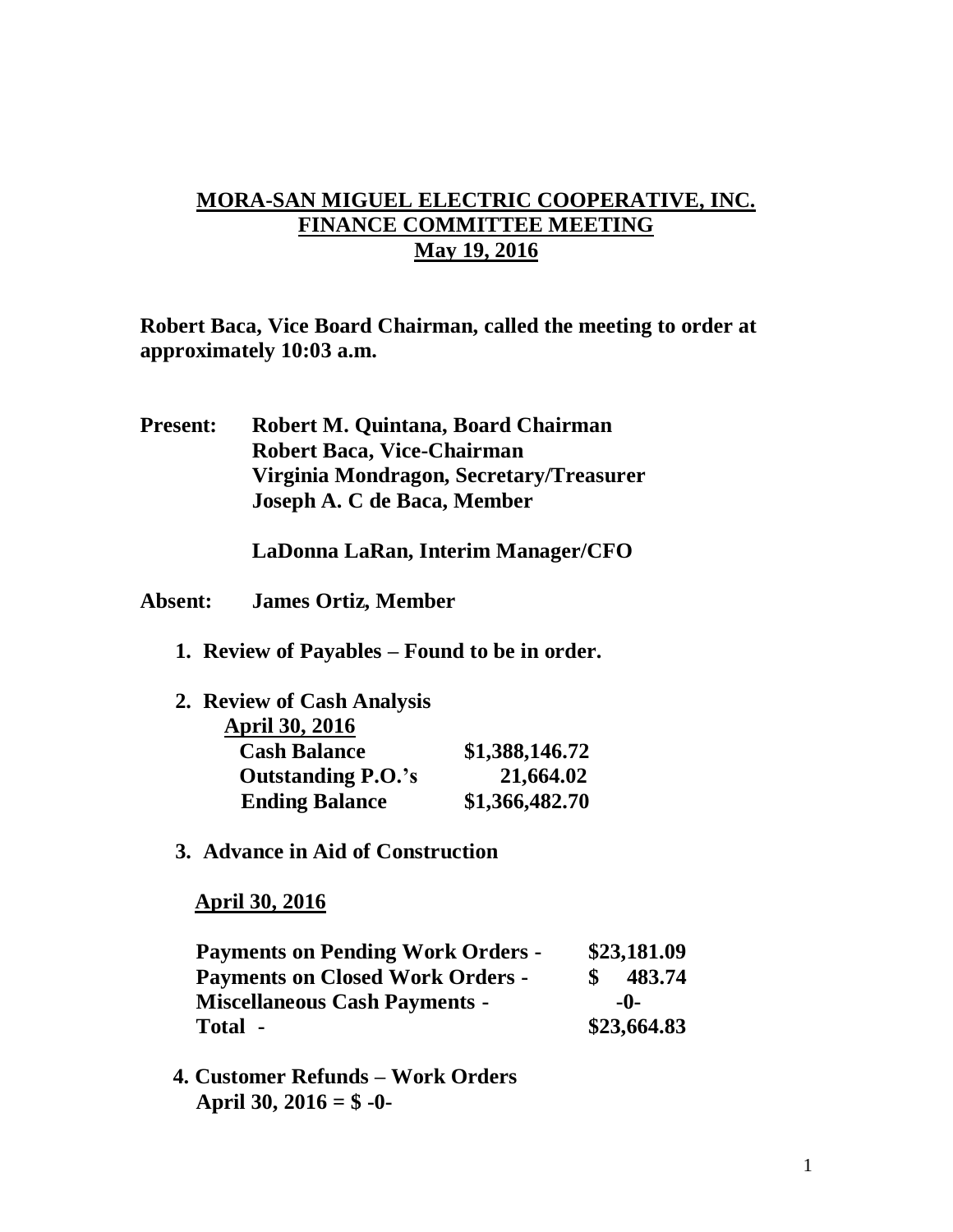# MORA-SAN MIGUEL ELECTRIC COOPERATIVE, INC.
## FINANCE COMMITTEE MEETING
## May 19, 2016

**Robert Baca, Vice Board Chairman, called the meeting to order at approximately 10:03 a.m.**

**Present:** **Robert M. Quintana, Board Chairman**
**Robert Baca, Vice-Chairman**
**Virginia Mondragon, Secretary/Treasurer**
**Joseph A. C de Baca, Member**

**LaDonna LaRan, Interim Manager/CFO**

**Absent:** **James Ortiz, Member**

1. **Review of Payables – Found to be in order.**

2. **Review of Cash Analysis**

   **April 30, 2016**

| | |
|---|---|
| **Cash Balance** | **$1,388,146.72** |
| **Outstanding P.O.'s** | **21,664.02** |
| **Ending Balance** | **$1,366,482.70** |

3. **Advance in Aid of Construction**

   **April 30, 2016**

| | |
|---|---|
| **Payments on Pending Work Orders -** | **$23,181.09** |
| **Payments on Closed Work Orders -** | **$ 483.74** |
| **Miscellaneous Cash Payments -** | **-0-** |
| **Total -** | **$23,664.83** |

4. **Customer Refunds – Work Orders**
   **April 30, 2016 = $ -0-**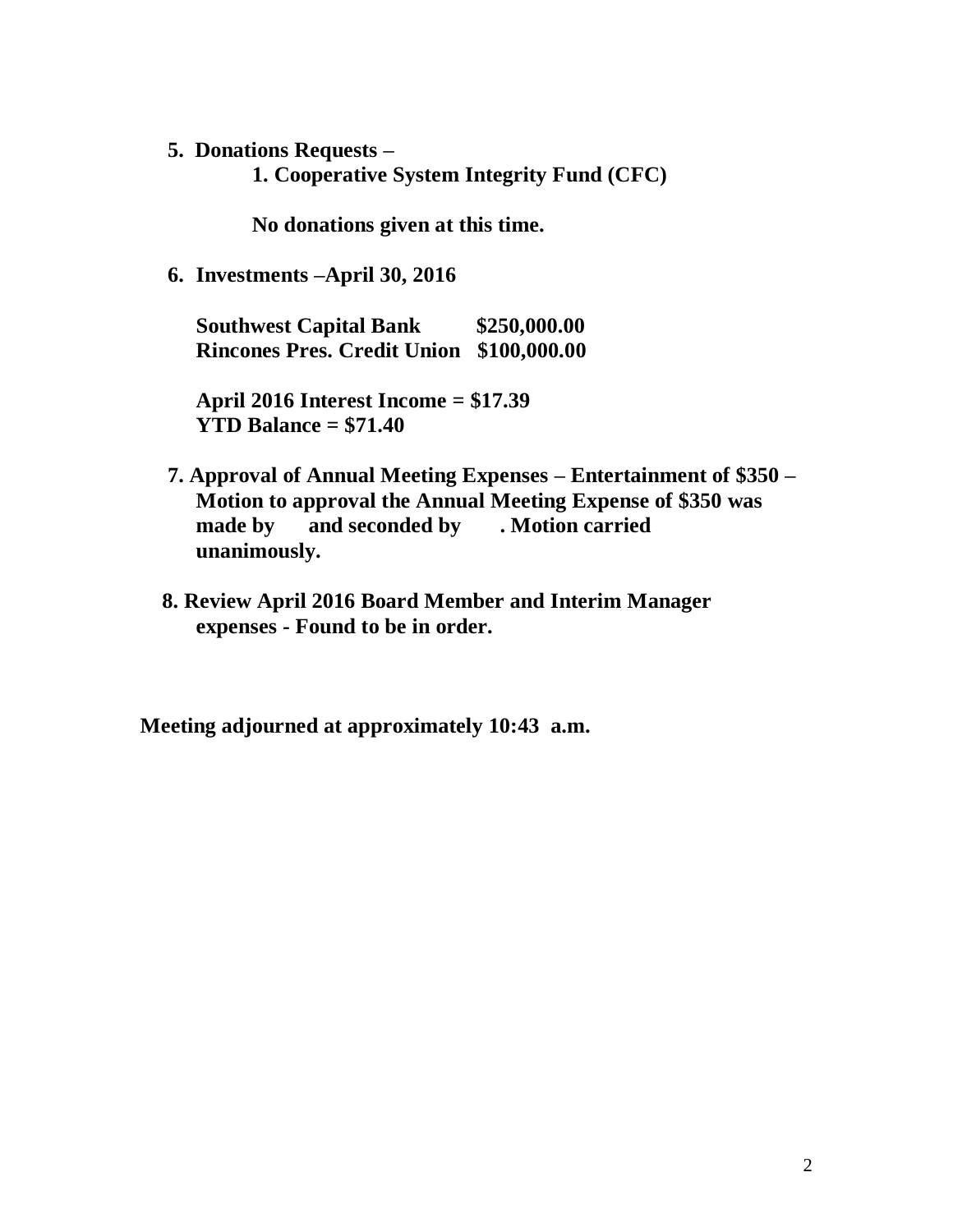**5. Donations Requests –**

**1. Cooperative System Integrity Fund (CFC)**

**No donations given at this time.**

**6. Investments –April 30, 2016**

| | |
|---|---|
| **Southwest Capital Bank** | **$250,000.00** |
| **Rincones Pres. Credit Union** | **$100,000.00** |

**April 2016 Interest Income = $17.39**
**YTD Balance = $71.40**

**7. Approval of Annual Meeting Expenses – Entertainment of $350 – Motion to approval the Annual Meeting Expense of $350 was made by and seconded by . Motion carried unanimously.**

**8. Review April 2016 Board Member and Interim Manager expenses - Found to be in order.**

**Meeting adjourned at approximately 10:43 a.m.**